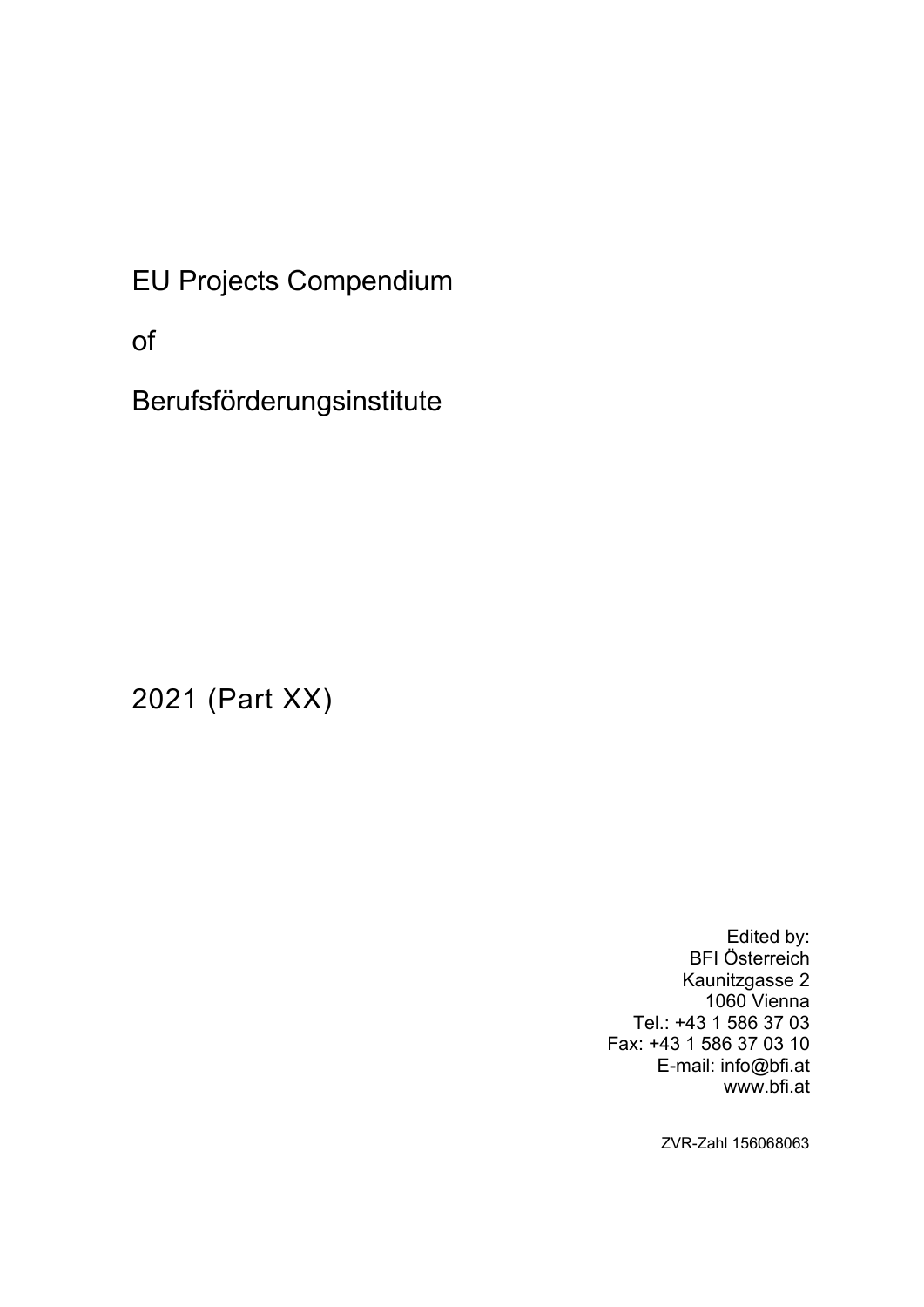# EU Projects Compendium

# of

# Berufsförderungsinstitute

2021 (Part XX)

Edited by:
BFI Österreich
Kaunitzgasse 2
1060 Vienna
Tel.: +43 1 586 37 03
Fax: +43 1 586 37 03 10
E-mail: info@bfi.at
www.bfi.at

ZVR-Zahl 156068063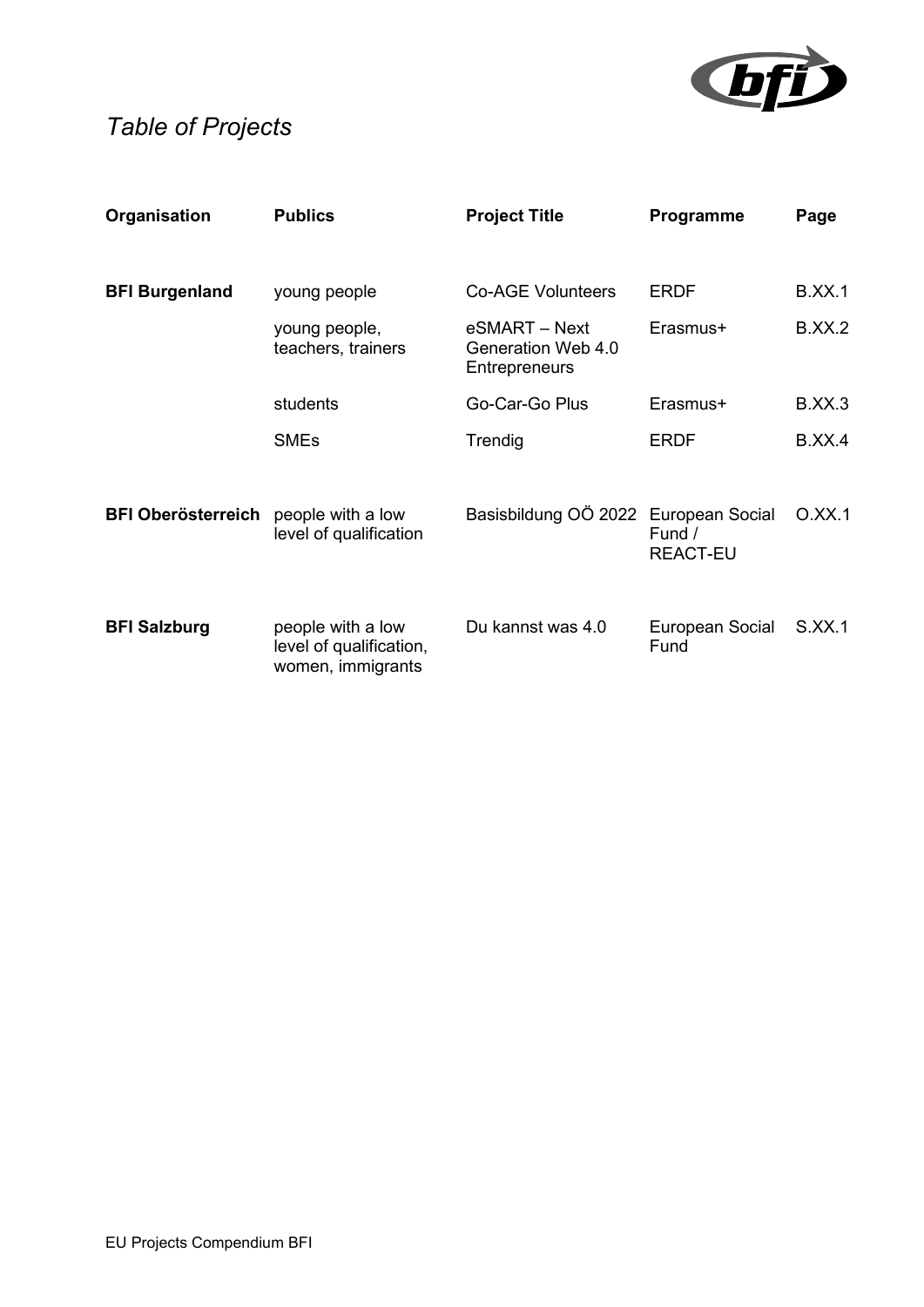# *Table of Projects*

| Organisation | Publics | Project Title | Programme | Page |
| --- | --- | --- | --- | --- |
| **BFI Burgenland** | young people | Co-AGE Volunteers | ERDF | B.XX.1 |
| | young people, teachers, trainers | eSMART – Next Generation Web 4.0 Entrepreneurs | Erasmus+ | B.XX.2 |
| | students | Go-Car-Go Plus | Erasmus+ | B.XX.3 |
| | SMEs | Trendig | ERDF | B.XX.4 |
| **BFI Oberösterreich** | people with a low level of qualification | Basisbildung OÖ 2022 | European Social Fund / REACT-EU | O.XX.1 |
| **BFI Salzburg** | people with a low level of qualification, women, immigrants | Du kannst was 4.0 | European Social Fund | S.XX.1 |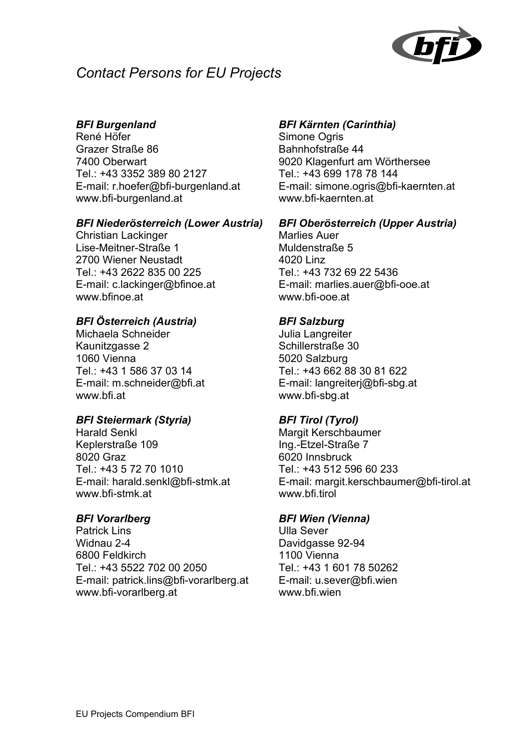# *Contact Persons for EU Projects*

***BFI Burgenland***
René Höfer
Grazer Straße 86
7400 Oberwart
Tel.: +43 3352 389 80 2127
E-mail: r.hoefer@bfi-burgenland.at
www.bfi-burgenland.at

***BFI Kärnten (Carinthia)***
Simone Ogris
Bahnhofstraße 44
9020 Klagenfurt am Wörthersee
Tel.: +43 699 178 78 144
E-mail: simone.ogris@bfi-kaernten.at
www.bfi-kaernten.at

***BFI Niederösterreich (Lower Austria)***
Christian Lackinger
Lise-Meitner-Straße 1
2700 Wiener Neustadt
Tel.: +43 2622 835 00 225
E-mail: c.lackinger@bfinoe.at
www.bfinoe.at

***BFI Oberösterreich (Upper Austria)***
Marlies Auer
Muldenstraße 5
4020 Linz
Tel.: +43 732 69 22 5436
E-mail: marlies.auer@bfi-ooe.at
www.bfi-ooe.at

***BFI Österreich (Austria)***
Michaela Schneider
Kaunitzgasse 2
1060 Vienna
Tel.: +43 1 586 37 03 14
E-mail: m.schneider@bfi.at
www.bfi.at

***BFI Salzburg***
Julia Langreiter
Schillerstraße 30
5020 Salzburg
Tel.: +43 662 88 30 81 622
E-mail: langreiterj@bfi-sbg.at
www.bfi-sbg.at

***BFI Steiermark (Styria)***
Harald Senkl
Keplerstraße 109
8020 Graz
Tel.: +43 5 72 70 1010
E-mail: harald.senkl@bfi-stmk.at
www.bfi-stmk.at

***BFI Tirol (Tyrol)***
Margit Kerschbaumer
Ing.-Etzel-Straße 7
6020 Innsbruck
Tel.: +43 512 596 60 233
E-mail: margit.kerschbaumer@bfi-tirol.at
www.bfi.tirol

***BFI Vorarlberg***
Patrick Lins
Widnau 2-4
6800 Feldkirch
Tel.: +43 5522 702 00 2050
E-mail: patrick.lins@bfi-vorarlberg.at
www.bfi-vorarlberg.at

***BFI Wien (Vienna)***
Ulla Sever
Davidgasse 92-94
1100 Vienna
Tel.: +43 1 601 78 50262
E-mail: u.sever@bfi.wien
www.bfi.wien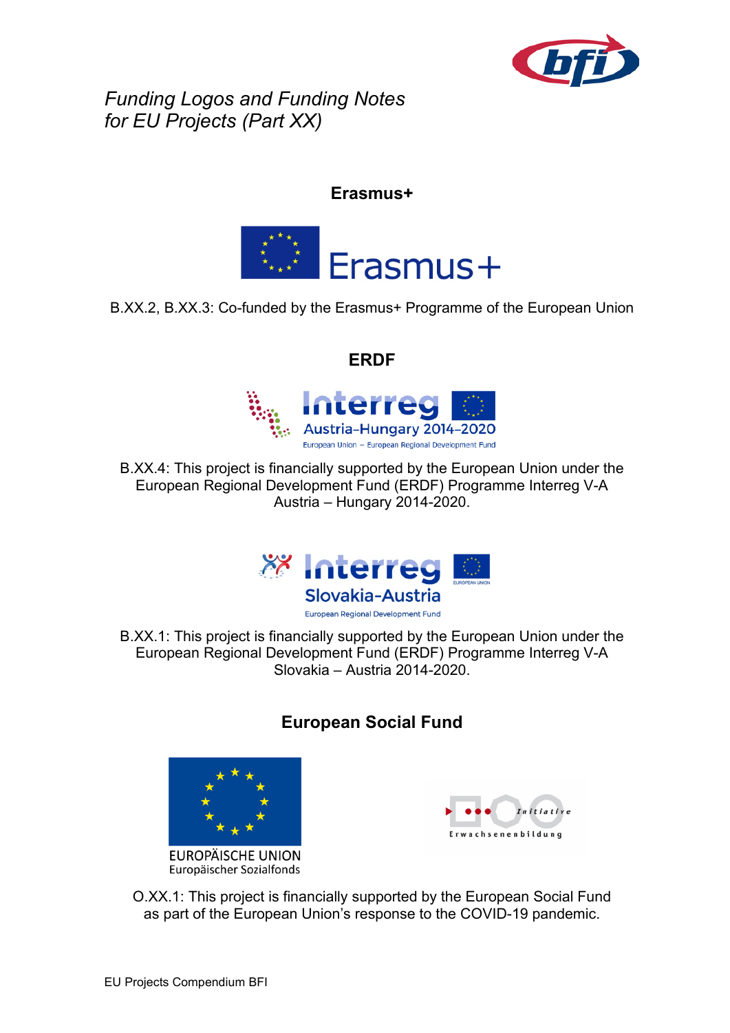*Funding Logos and Funding Notes for EU Projects (Part XX)*

## Erasmus+

B.XX.2, B.XX.3: Co-funded by the Erasmus+ Programme of the European Union

## ERDF

B.XX.4: This project is financially supported by the European Union under the European Regional Development Fund (ERDF) Programme Interreg V-A Austria – Hungary 2014-2020.

B.XX.1: This project is financially supported by the European Union under the European Regional Development Fund (ERDF) Programme Interreg V-A Slovakia – Austria 2014-2020.

## European Social Fund

O.XX.1: This project is financially supported by the European Social Fund as part of the European Union's response to the COVID-19 pandemic.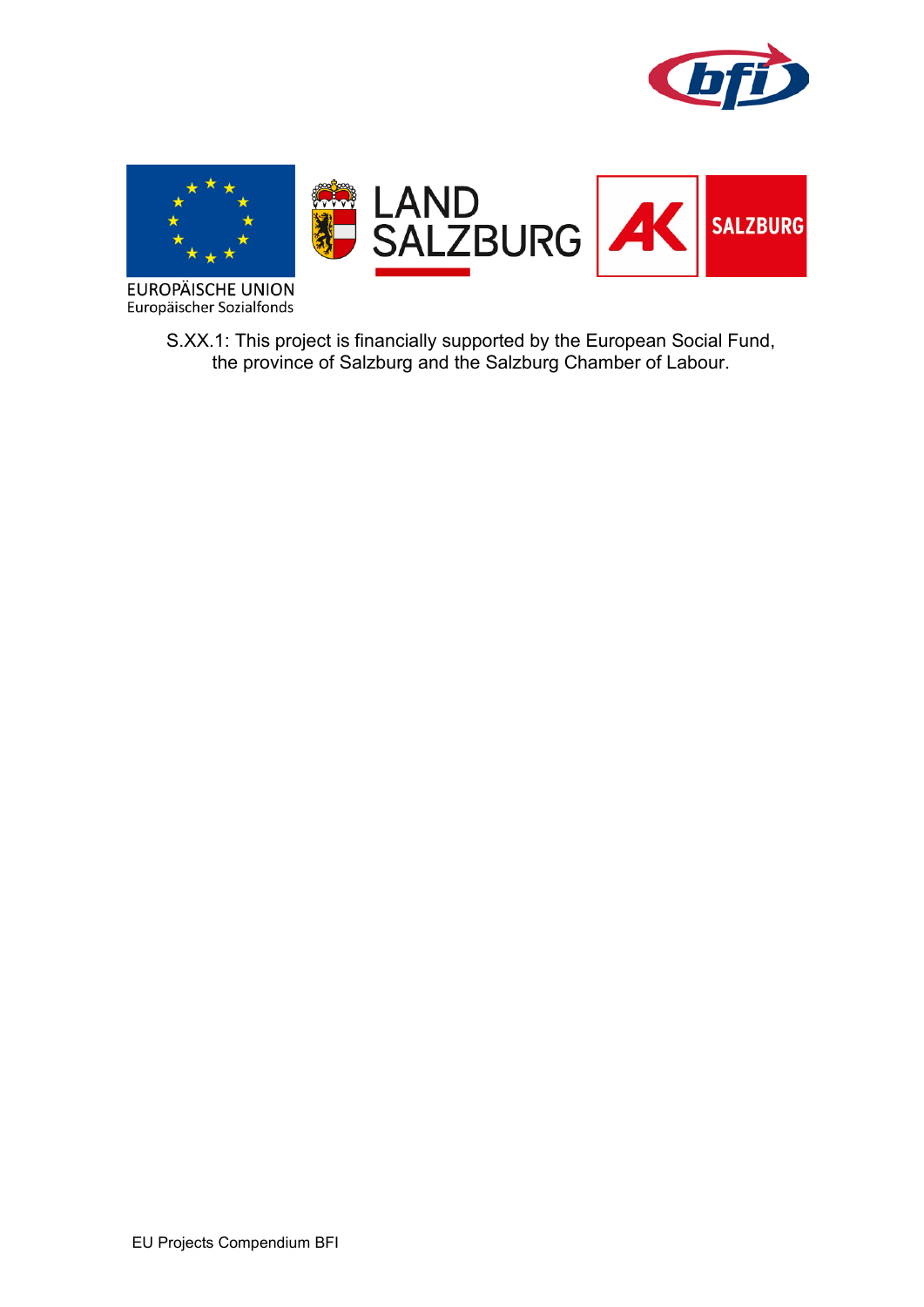EUROPÄISCHE UNION
Europäischer Sozialfonds

LAND SALZBURG

AK SALZBURG

S.XX.1: This project is financially supported by the European Social Fund, the province of Salzburg and the Salzburg Chamber of Labour.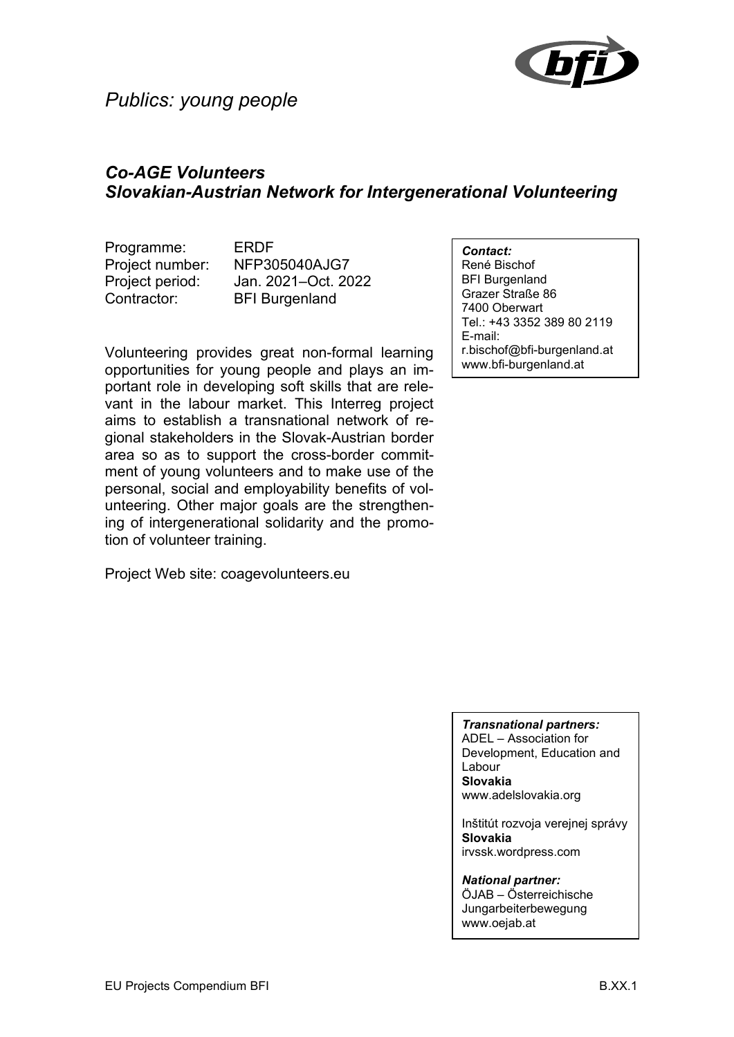*Publics: young people*

## *Co-AGE Volunteers*
## *Slovakian-Austrian Network for Intergenerational Volunteering*

| | |
|---|---|
| Programme: | ERDF |
| Project number: | NFP305040AJG7 |
| Project period: | Jan. 2021–Oct. 2022 |
| Contractor: | BFI Burgenland |

***Contact:***
René Bischof
BFI Burgenland
Grazer Straße 86
7400 Oberwart
Tel.: +43 3352 389 80 2119
E-mail:
r.bischof@bfi-burgenland.at
www.bfi-burgenland.at

Volunteering provides great non-formal learning opportunities for young people and plays an important role in developing soft skills that are relevant in the labour market. This Interreg project aims to establish a transnational network of regional stakeholders in the Slovak-Austrian border area so as to support the cross-border commitment of young volunteers and to make use of the personal, social and employability benefits of volunteering. Other major goals are the strengthening of intergenerational solidarity and the promotion of volunteer training.

Project Web site: coagevolunteers.eu

***Transnational partners:***
ADEL – Association for Development, Education and Labour
**Slovakia**
www.adelslovakia.org

Inštitút rozvoja verejnej správy
**Slovakia**
irvssk.wordpress.com

***National partner:***
ÖJAB – Österreichische Jungarbeiterbewegung
www.oejab.at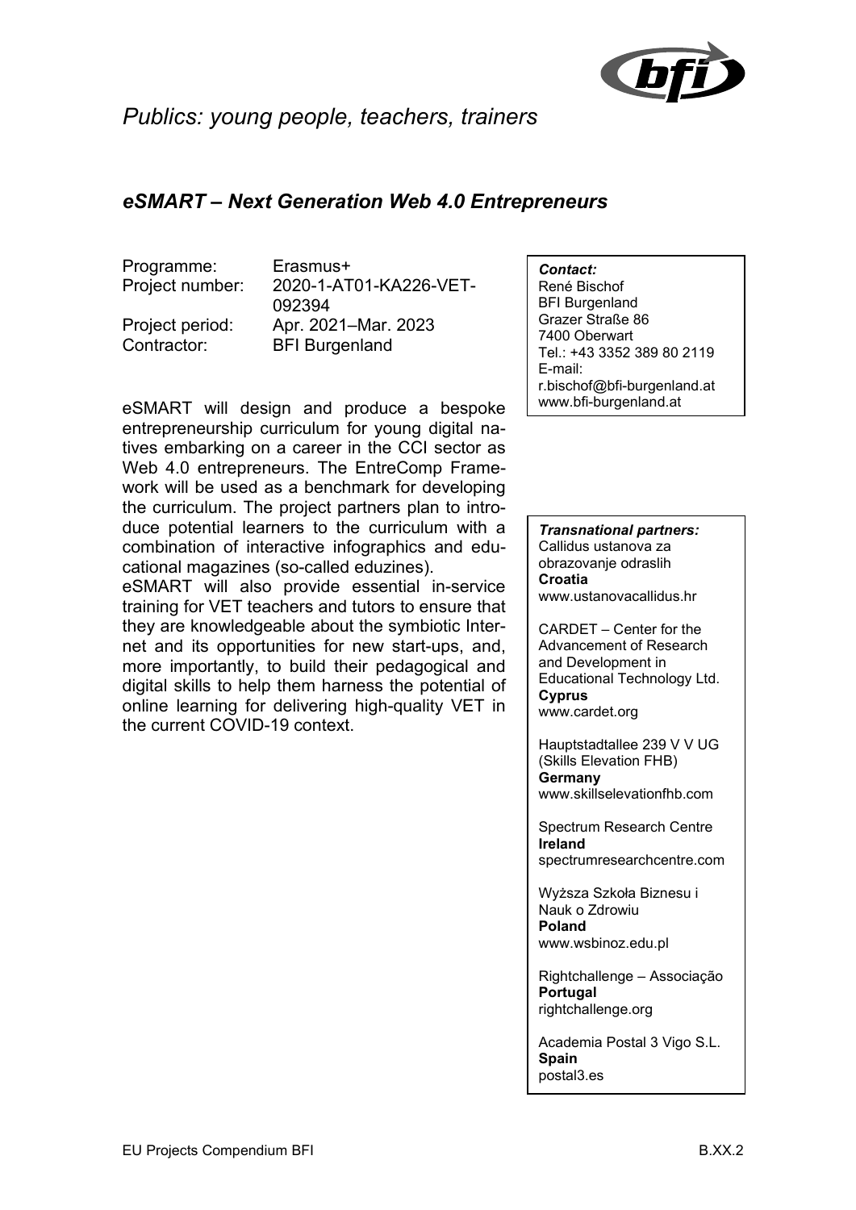*Publics: young people, teachers, trainers*

## *eSMART – Next Generation Web 4.0 Entrepreneurs*

| | |
|---|---|
| Programme: | Erasmus+ |
| Project number: | 2020-1-AT01-KA226-VET-092394 |
| Project period: | Apr. 2021–Mar. 2023 |
| Contractor: | BFI Burgenland |

eSMART will design and produce a bespoke entrepreneurship curriculum for young digital natives embarking on a career in the CCI sector as Web 4.0 entrepreneurs. The EntreComp Framework will be used as a benchmark for developing the curriculum. The project partners plan to introduce potential learners to the curriculum with a combination of interactive infographics and educational magazines (so-called eduzines).

eSMART will also provide essential in-service training for VET teachers and tutors to ensure that they are knowledgeable about the symbiotic Internet and its opportunities for new start-ups, and, more importantly, to build their pedagogical and digital skills to help them harness the potential of online learning for delivering high-quality VET in the current COVID-19 context.

***Contact:***
René Bischof
BFI Burgenland
Grazer Straße 86
7400 Oberwart
Tel.: +43 3352 389 80 2119
E-mail:
r.bischof@bfi-burgenland.at
www.bfi-burgenland.at

***Transnational partners:***

Callidus ustanova za obrazovanje odraslih
**Croatia**
www.ustanovacallidus.hr

CARDET – Center for the Advancement of Research and Development in Educational Technology Ltd.
**Cyprus**
www.cardet.org

Hauptstadtallee 239 V V UG (Skills Elevation FHB)
**Germany**
www.skillselevationfhb.com

Spectrum Research Centre
**Ireland**
spectrumresearchcentre.com

Wyższa Szkoła Biznesu i Nauk o Zdrowiu
**Poland**
www.wsbinoz.edu.pl

Rightchallenge – Associação
**Portugal**
rightchallenge.org

Academia Postal 3 Vigo S.L.
**Spain**
postal3.es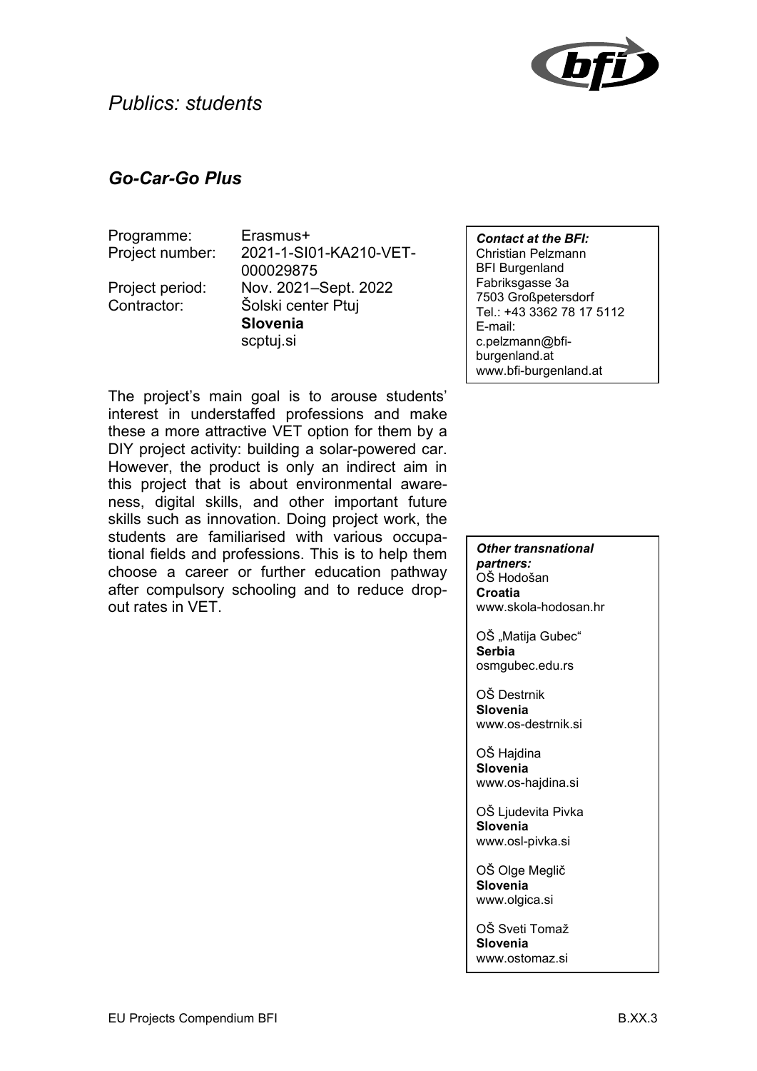*Publics: students*

## *Go-Car-Go Plus*

Programme: Erasmus+
Project number: 2021-1-SI01-KA210-VET-000029875
Project period: Nov. 2021–Sept. 2022
Contractor: Šolski center Ptuj
**Slovenia**
scptuj.si

The project's main goal is to arouse students' interest in understaffed professions and make these a more attractive VET option for them by a DIY project activity: building a solar-powered car. However, the product is only an indirect aim in this project that is about environmental awareness, digital skills, and other important future skills such as innovation. Doing project work, the students are familiarised with various occupational fields and professions. This is to help them choose a career or further education pathway after compulsory schooling and to reduce drop-out rates in VET.

***Contact at the BFI:***
Christian Pelzmann
BFI Burgenland
Fabriksgasse 3a
7503 Großpetersdorf
Tel.: +43 3362 78 17 5112
E-mail: c.pelzmann@bfi-burgenland.at
www.bfi-burgenland.at

***Other transnational partners:***

OŠ Hodošan
**Croatia**
www.skola-hodosan.hr

OŠ „Matija Gubec“
**Serbia**
osmgubec.edu.rs

OŠ Destrnik
**Slovenia**
www.os-destrnik.si

OŠ Hajdina
**Slovenia**
www.os-hajdina.si

OŠ Ljudevita Pivka
**Slovenia**
www.osl-pivka.si

OŠ Olge Meglič
**Slovenia**
www.olgica.si

OŠ Sveti Tomaž
**Slovenia**
www.ostomaz.si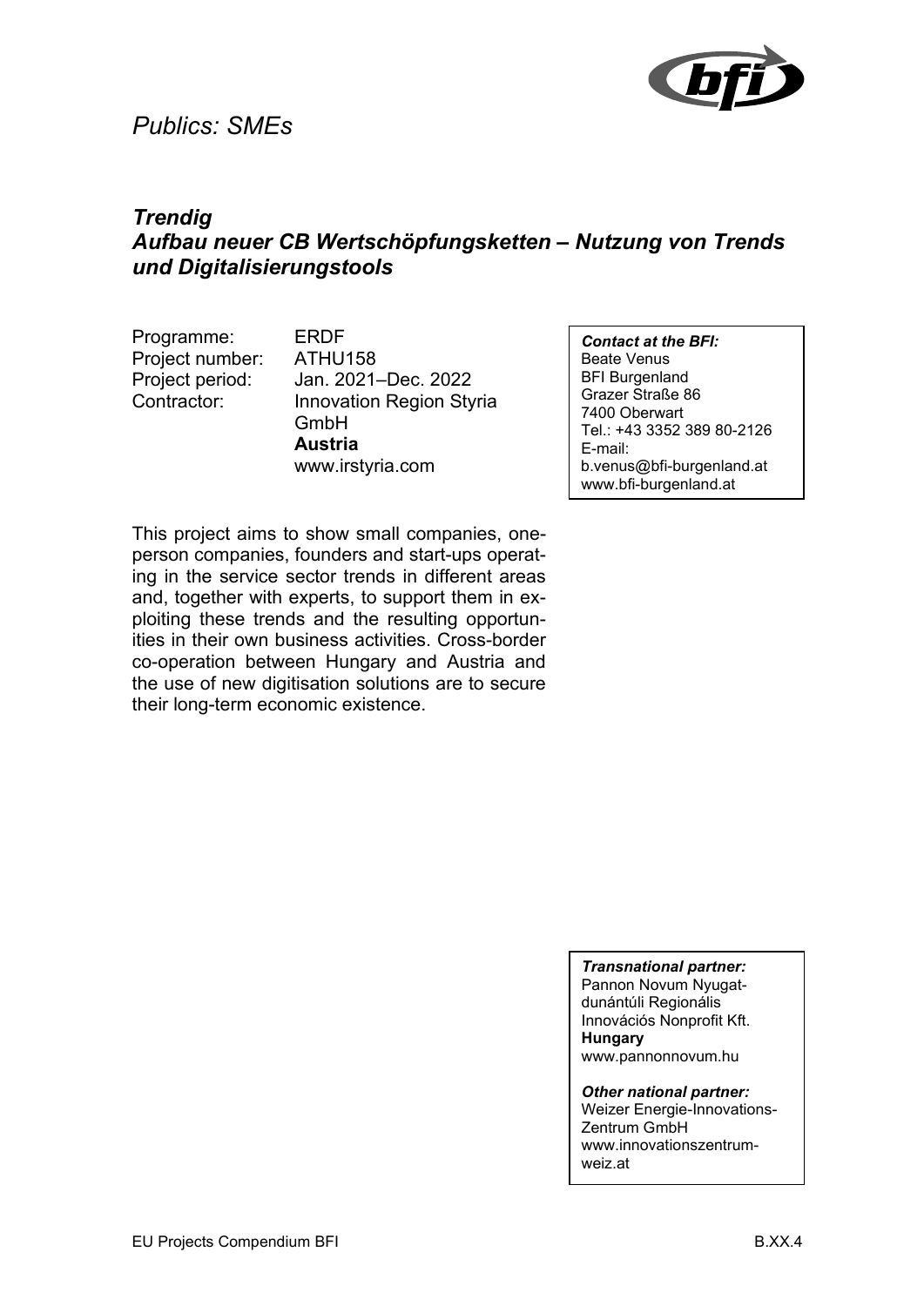*Publics: SMEs*

## *Trendig*
## *Aufbau neuer CB Wertschöpfungsketten – Nutzung von Trends und Digitalisierungstools*

Programme: ERDF
Project number: ATHU158
Project period: Jan. 2021–Dec. 2022
Contractor: Innovation Region Styria GmbH
**Austria**
www.irstyria.com

***Contact at the BFI:***
Beate Venus
BFI Burgenland
Grazer Straße 86
7400 Oberwart
Tel.: +43 3352 389 80-2126
E-mail:
b.venus@bfi-burgenland.at
www.bfi-burgenland.at

This project aims to show small companies, one-person companies, founders and start-ups operating in the service sector trends in different areas and, together with experts, to support them in exploiting these trends and the resulting opportunities in their own business activities. Cross-border co-operation between Hungary and Austria and the use of new digitisation solutions are to secure their long-term economic existence.

***Transnational partner:***
Pannon Novum Nyugat-dunántúli Regionális Innovációs Nonprofit Kft.
**Hungary**
www.pannonnovum.hu

***Other national partner:***
Weizer Energie-Innovations-Zentrum GmbH
www.innovationszentrum-weiz.at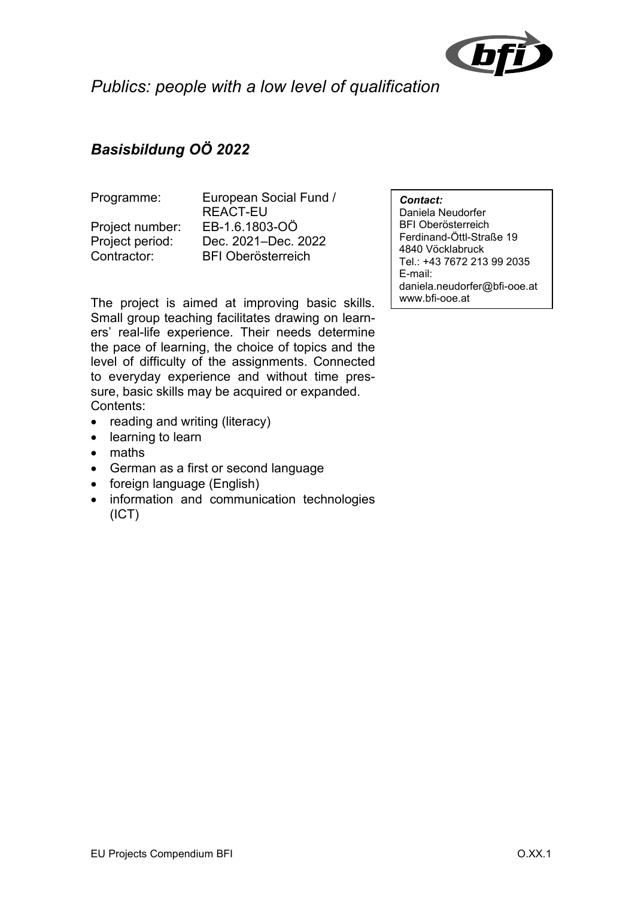*Publics: people with a low level of qualification*

## *Basisbildung OÖ 2022*

| | |
|---|---|
| Programme: | European Social Fund / REACT-EU |
| Project number: | EB-1.6.1803-OÖ |
| Project period: | Dec. 2021–Dec. 2022 |
| Contractor: | BFI Oberösterreich |

***Contact:***
Daniela Neudorfer
BFI Oberösterreich
Ferdinand-Öttl-Straße 19
4840 Vöcklabruck
Tel.: +43 7672 213 99 2035
E-mail:
daniela.neudorfer@bfi-ooe.at
www.bfi-ooe.at

The project is aimed at improving basic skills. Small group teaching facilitates drawing on learners' real-life experience. Their needs determine the pace of learning, the choice of topics and the level of difficulty of the assignments. Connected to everyday experience and without time pressure, basic skills may be acquired or expanded.
Contents:

- reading and writing (literacy)
- learning to learn
- maths
- German as a first or second language
- foreign language (English)
- information and communication technologies (ICT)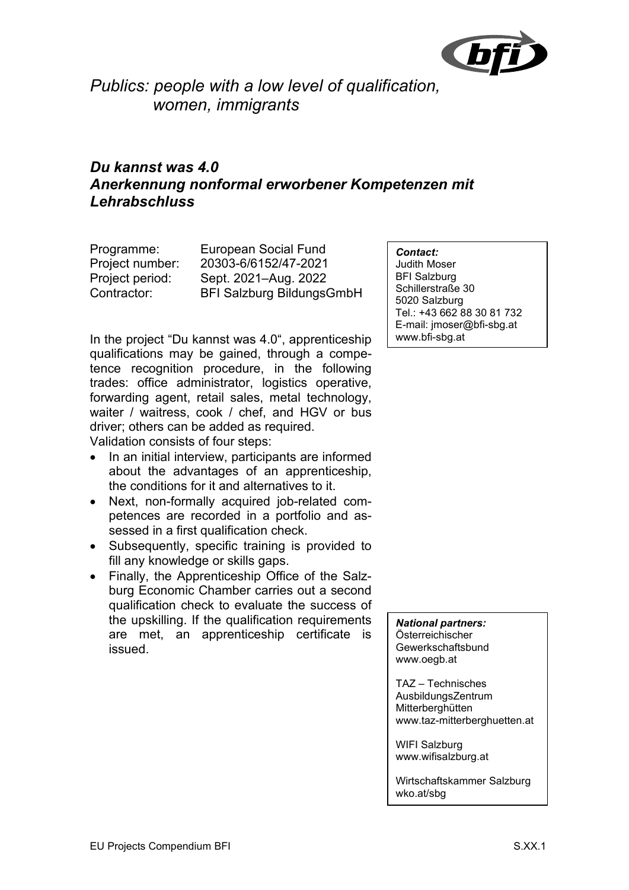*Publics: people with a low level of qualification, women, immigrants*

## *Du kannst was 4.0*
## *Anerkennung nonformal erworbener Kompetenzen mit Lehrabschluss*

| | |
|---|---|
| Programme: | European Social Fund |
| Project number: | 20303-6/6152/47-2021 |
| Project period: | Sept. 2021–Aug. 2022 |
| Contractor: | BFI Salzburg BildungsGmbH |

In the project "Du kannst was 4.0", apprenticeship qualifications may be gained, through a competence recognition procedure, in the following trades: office administrator, logistics operative, forwarding agent, retail sales, metal technology, waiter / waitress, cook / chef, and HGV or bus driver; others can be added as required.
Validation consists of four steps:

- In an initial interview, participants are informed about the advantages of an apprenticeship, the conditions for it and alternatives to it.
- Next, non-formally acquired job-related competences are recorded in a portfolio and assessed in a first qualification check.
- Subsequently, specific training is provided to fill any knowledge or skills gaps.
- Finally, the Apprenticeship Office of the Salzburg Economic Chamber carries out a second qualification check to evaluate the success of the upskilling. If the qualification requirements are met, an apprenticeship certificate is issued.

***Contact:***
Judith Moser
BFI Salzburg
Schillerstraße 30
5020 Salzburg
Tel.: +43 662 88 30 81 732
E-mail: jmoser@bfi-sbg.at
www.bfi-sbg.at

***National partners:***
Österreichischer Gewerkschaftsbund
www.oegb.at

TAZ – Technisches AusbildungsZentrum Mitterberghütten
www.taz-mitterberghuetten.at

WIFI Salzburg
www.wifisalzburg.at

Wirtschaftskammer Salzburg
wko.at/sbg